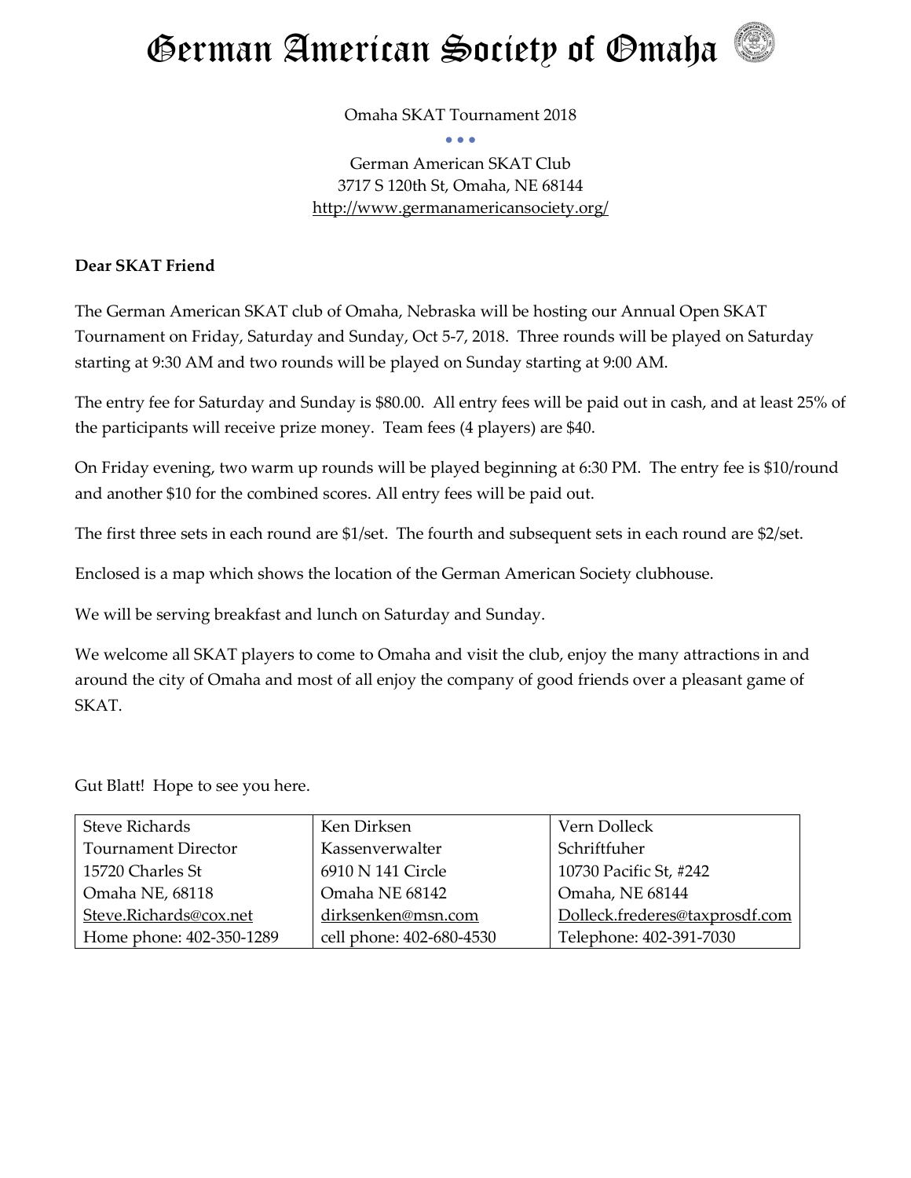# German American Society of Omaha

Omaha SKAT Tournament 2018

• • •

German American SKAT Club
3717 S 120th St, Omaha, NE 68144
http://www.germanamericansociety.org/

**Dear SKAT Friend**

The German American SKAT club of Omaha, Nebraska will be hosting our Annual Open SKAT Tournament on Friday, Saturday and Sunday, Oct 5-7, 2018. Three rounds will be played on Saturday starting at 9:30 AM and two rounds will be played on Sunday starting at 9:00 AM.

The entry fee for Saturday and Sunday is $80.00. All entry fees will be paid out in cash, and at least 25% of the participants will receive prize money. Team fees (4 players) are $40.

On Friday evening, two warm up rounds will be played beginning at 6:30 PM. The entry fee is $10/round and another $10 for the combined scores. All entry fees will be paid out.

The first three sets in each round are $1/set. The fourth and subsequent sets in each round are $2/set.

Enclosed is a map which shows the location of the German American Society clubhouse.

We will be serving breakfast and lunch on Saturday and Sunday.

We welcome all SKAT players to come to Omaha and visit the club, enjoy the many attractions in and around the city of Omaha and most of all enjoy the company of good friends over a pleasant game of SKAT.

Gut Blatt! Hope to see you here.

| Steve Richards | Ken Dirksen | Vern Dolleck |
|---|---|---|
| Tournament Director | Kassenverwalter | Schriftfuher |
| 15720 Charles St | 6910 N 141 Circle | 10730 Pacific St, #242 |
| Omaha NE, 68118 | Omaha NE 68142 | Omaha, NE 68144 |
| Steve.Richards@cox.net | dirksenken@msn.com | Dolleck.frederes@taxprosdf.com |
| Home phone: 402-350-1289 | cell phone: 402-680-4530 | Telephone: 402-391-7030 |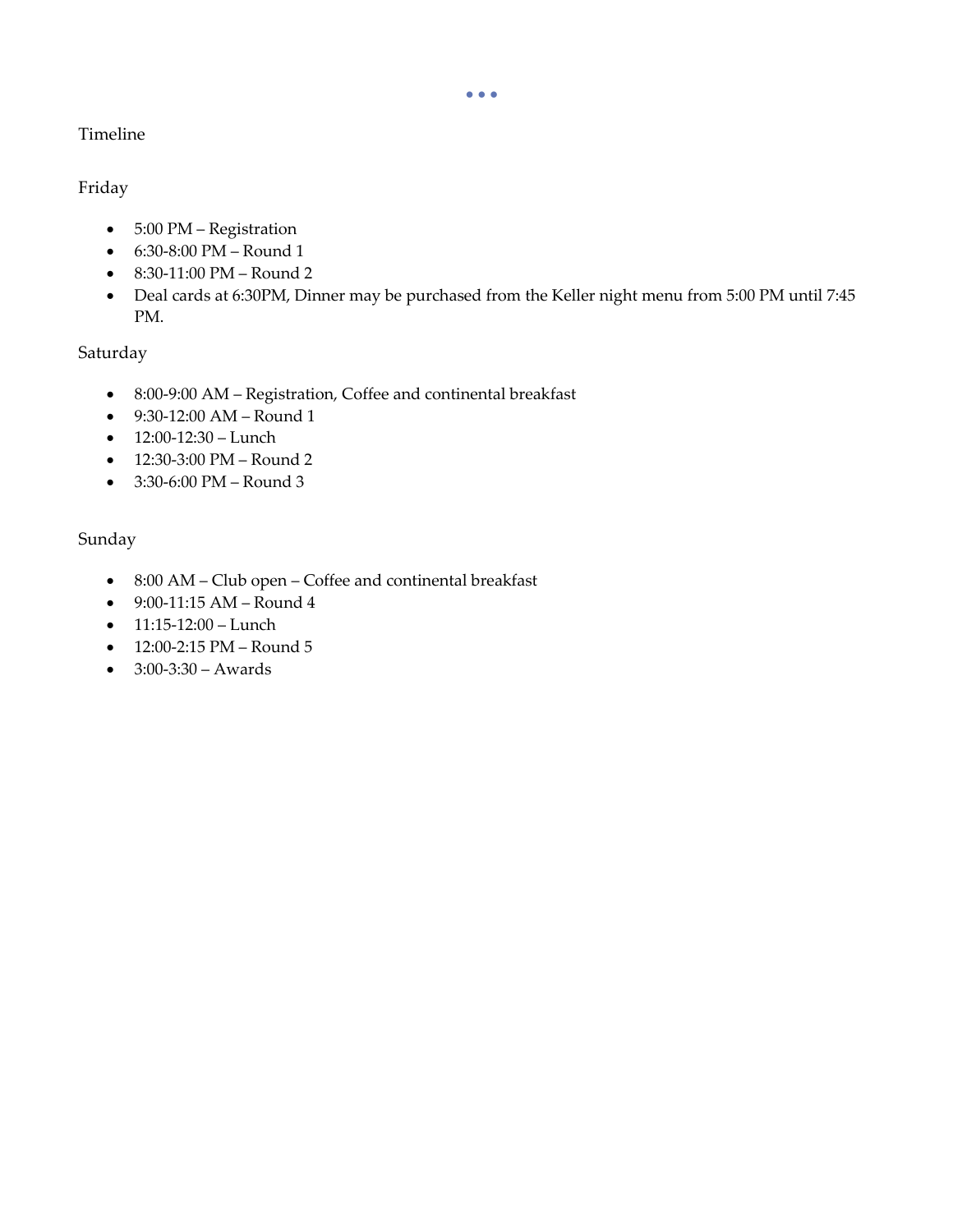Timeline

Friday

- 5:00 PM – Registration
- 6:30-8:00 PM – Round 1
- 8:30-11:00 PM – Round 2
- Deal cards at 6:30PM, Dinner may be purchased from the Keller night menu from 5:00 PM until 7:45 PM.

Saturday

- 8:00-9:00 AM – Registration, Coffee and continental breakfast
- 9:30-12:00 AM – Round 1
- 12:00-12:30 – Lunch
- 12:30-3:00 PM – Round 2
- 3:30-6:00 PM – Round 3

Sunday

- 8:00 AM – Club open – Coffee and continental breakfast
- 9:00-11:15 AM – Round 4
- 11:15-12:00 – Lunch
- 12:00-2:15 PM – Round 5
- 3:00-3:30 – Awards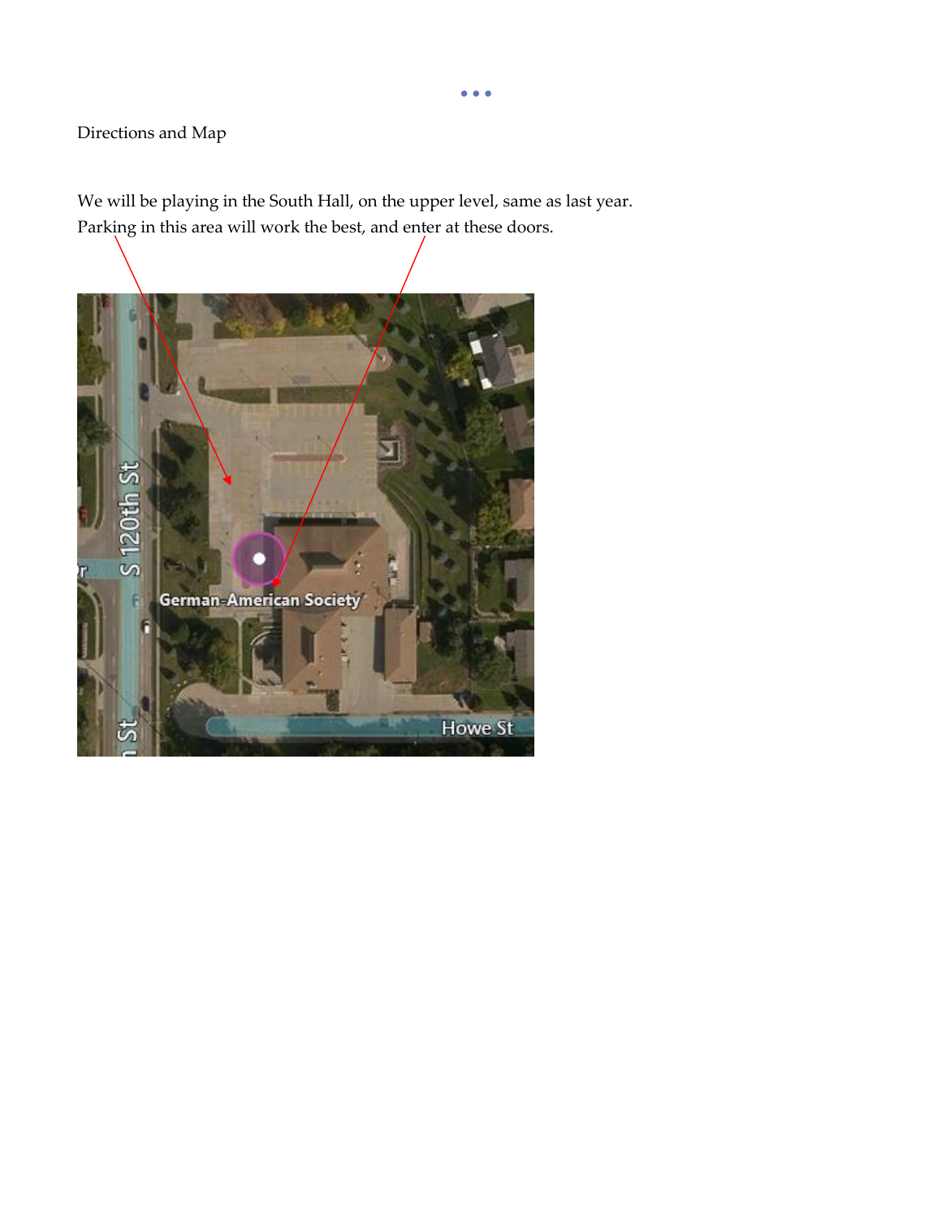Directions and Map

We will be playing in the South Hall, on the upper level, same as last year.
Parking in this area will work the best, and enter at these doors.

S 120th St

German-American Society

Howe St